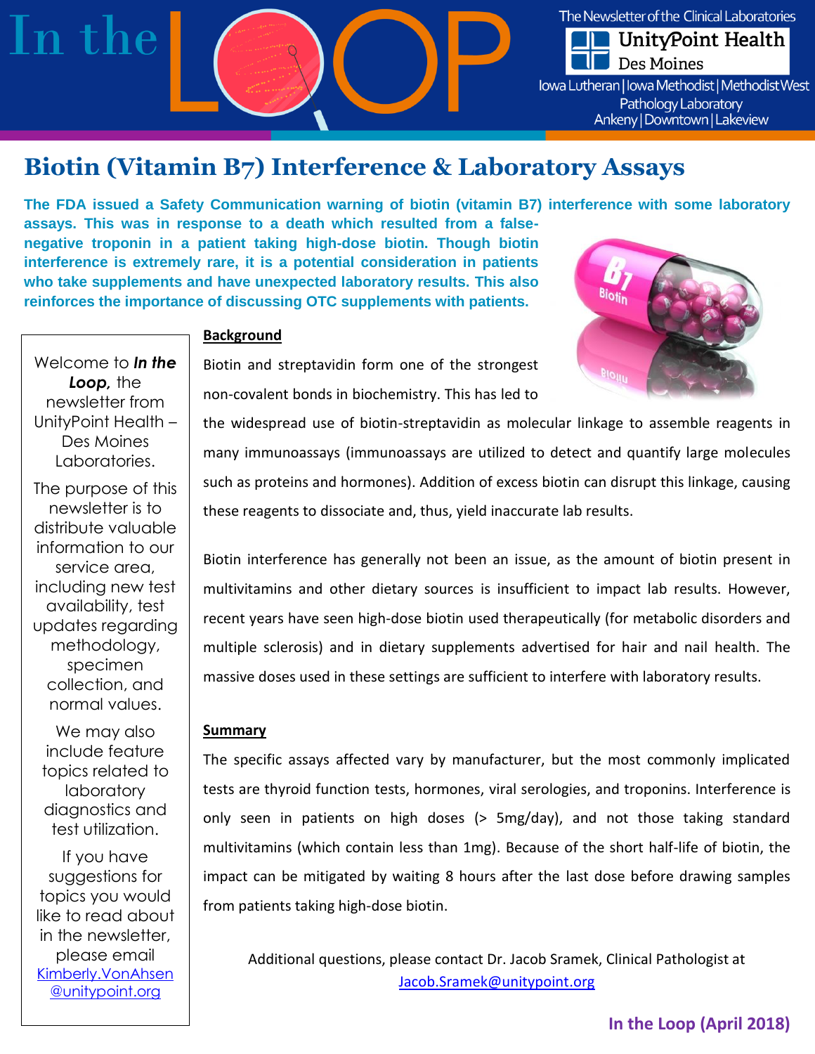# Biotin (Vitamin B7) Interference & Laboratory Assays

**The FDA issued a Safety Communication warning of biotin (vitamin B7) interference with some laboratory assays. This was in response to a death which resulted from a false-negative troponin in a patient taking high-dose biotin. Though biotin interference is extremely rare, it is a potential consideration in patients who take supplements and have unexpected laboratory results. This also reinforces the importance of discussing OTC supplements with patients.**

Welcome to ***In the Loop***, the newsletter from UnityPoint Health – Des Moines Laboratories.

The purpose of this newsletter is to distribute valuable information to our service area, including new test availability, test updates regarding methodology, specimen collection, and normal values.

We may also include feature topics related to laboratory diagnostics and test utilization.

If you have suggestions for topics you would like to read about in the newsletter, please email Kimberly.VonAhsen@unitypoint.org

## Background

Biotin and streptavidin form one of the strongest non-covalent bonds in biochemistry. This has led to the widespread use of biotin-streptavidin as molecular linkage to assemble reagents in many immunoassays (immunoassays are utilized to detect and quantify large molecules such as proteins and hormones). Addition of excess biotin can disrupt this linkage, causing these reagents to dissociate and, thus, yield inaccurate lab results.

Biotin interference has generally not been an issue, as the amount of biotin present in multivitamins and other dietary sources is insufficient to impact lab results. However, recent years have seen high-dose biotin used therapeutically (for metabolic disorders and multiple sclerosis) and in dietary supplements advertised for hair and nail health. The massive doses used in these settings are sufficient to interfere with laboratory results.

## Summary

The specific assays affected vary by manufacturer, but the most commonly implicated tests are thyroid function tests, hormones, viral serologies, and troponins. Interference is only seen in patients on high doses (> 5mg/day), and not those taking standard multivitamins (which contain less than 1mg). Because of the short half-life of biotin, the impact can be mitigated by waiting 8 hours after the last dose before drawing samples from patients taking high-dose biotin.

Additional questions, please contact Dr. Jacob Sramek, Clinical Pathologist at Jacob.Sramek@unitypoint.org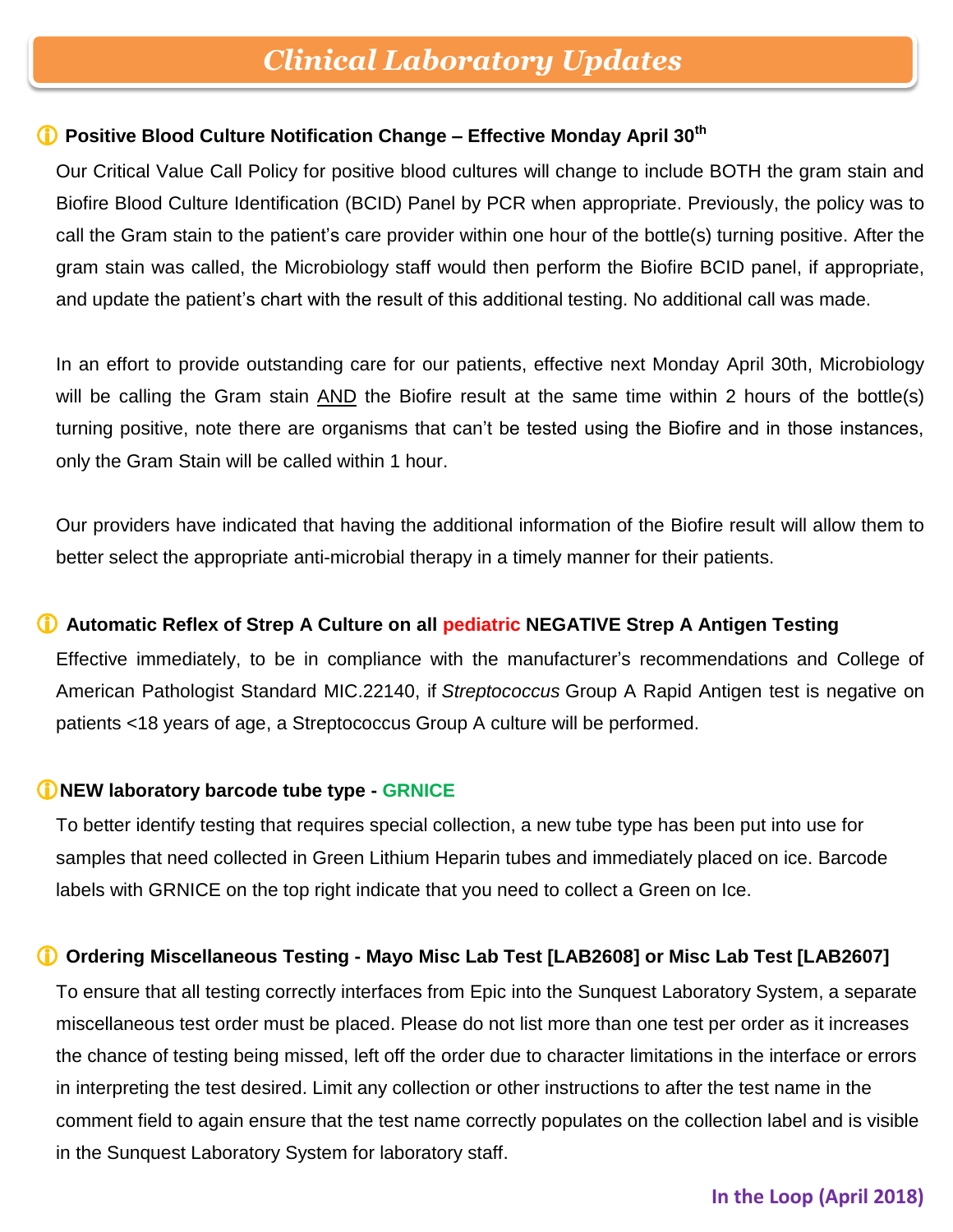# *Clinical Laboratory Updates*

### ⓘ Positive Blood Culture Notification Change – Effective Monday April 30th

Our Critical Value Call Policy for positive blood cultures will change to include BOTH the gram stain and Biofire Blood Culture Identification (BCID) Panel by PCR when appropriate. Previously, the policy was to call the Gram stain to the patient's care provider within one hour of the bottle(s) turning positive. After the gram stain was called, the Microbiology staff would then perform the Biofire BCID panel, if appropriate, and update the patient's chart with the result of this additional testing. No additional call was made.

In an effort to provide outstanding care for our patients, effective next Monday April 30th, Microbiology will be calling the Gram stain AND the Biofire result at the same time within 2 hours of the bottle(s) turning positive, note there are organisms that can't be tested using the Biofire and in those instances, only the Gram Stain will be called within 1 hour.

Our providers have indicated that having the additional information of the Biofire result will allow them to better select the appropriate anti-microbial therapy in a timely manner for their patients.

### ⓘ Automatic Reflex of Strep A Culture on all pediatric NEGATIVE Strep A Antigen Testing

Effective immediately, to be in compliance with the manufacturer's recommendations and College of American Pathologist Standard MIC.22140, if *Streptococcus* Group A Rapid Antigen test is negative on patients <18 years of age, a Streptococcus Group A culture will be performed.

### ⓘ NEW laboratory barcode tube type - GRNICE

To better identify testing that requires special collection, a new tube type has been put into use for samples that need collected in Green Lithium Heparin tubes and immediately placed on ice. Barcode labels with GRNICE on the top right indicate that you need to collect a Green on Ice.

### ⓘ Ordering Miscellaneous Testing - Mayo Misc Lab Test [LAB2608] or Misc Lab Test [LAB2607]

To ensure that all testing correctly interfaces from Epic into the Sunquest Laboratory System, a separate miscellaneous test order must be placed. Please do not list more than one test per order as it increases the chance of testing being missed, left off the order due to character limitations in the interface or errors in interpreting the test desired. Limit any collection or other instructions to after the test name in the comment field to again ensure that the test name correctly populates on the collection label and is visible in the Sunquest Laboratory System for laboratory staff.

**In the Loop (April 2018)**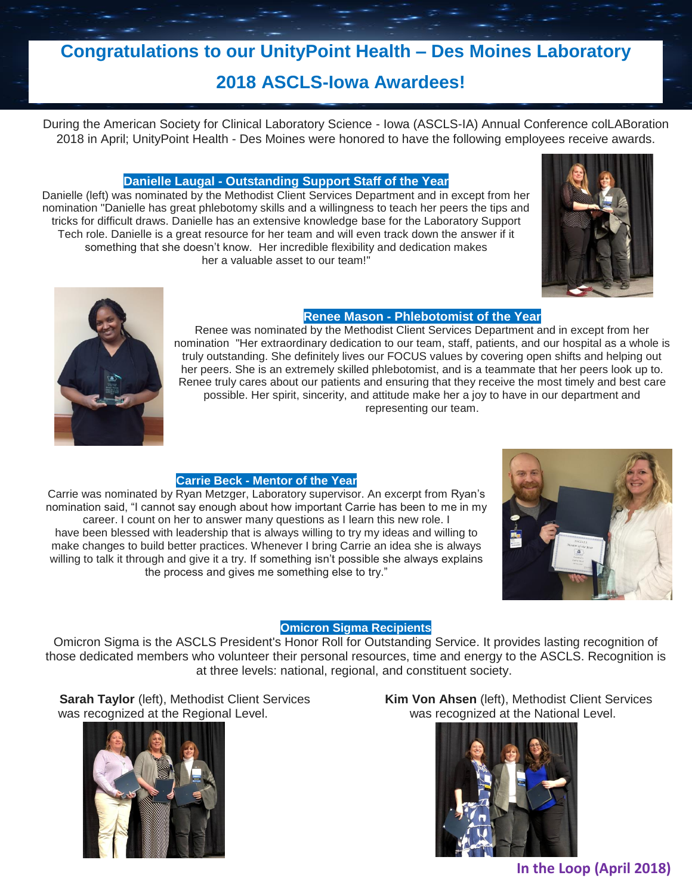# Congratulations to our UnityPoint Health – Des Moines Laboratory 2018 ASCLS-Iowa Awardees!

During the American Society for Clinical Laboratory Science - Iowa (ASCLS-IA) Annual Conference colLABoration 2018 in April; UnityPoint Health - Des Moines were honored to have the following employees receive awards.

## Danielle Laugal - Outstanding Support Staff of the Year

Danielle (left) was nominated by the Methodist Client Services Department and in except from her nomination "Danielle has great phlebotomy skills and a willingness to teach her peers the tips and tricks for difficult draws. Danielle has an extensive knowledge base for the Laboratory Support Tech role. Danielle is a great resource for her team and will even track down the answer if it something that she doesn't know. Her incredible flexibility and dedication makes her a valuable asset to our team!"

## Renee Mason - Phlebotomist of the Year

Renee was nominated by the Methodist Client Services Department and in except from her nomination "Her extraordinary dedication to our team, staff, patients, and our hospital as a whole is truly outstanding. She definitely lives our FOCUS values by covering open shifts and helping out her peers. She is an extremely skilled phlebotomist, and is a teammate that her peers look up to. Renee truly cares about our patients and ensuring that they receive the most timely and best care possible. Her spirit, sincerity, and attitude make her a joy to have in our department and representing our team.

## Carrie Beck - Mentor of the Year

Carrie was nominated by Ryan Metzger, Laboratory supervisor. An excerpt from Ryan's nomination said, "I cannot say enough about how important Carrie has been to me in my career. I count on her to answer many questions as I learn this new role. I have been blessed with leadership that is always willing to try my ideas and willing to make changes to build better practices. Whenever I bring Carrie an idea she is always willing to talk it through and give it a try. If something isn't possible she always explains the process and gives me something else to try."

## Omicron Sigma Recipients

Omicron Sigma is the ASCLS President's Honor Roll for Outstanding Service. It provides lasting recognition of those dedicated members who volunteer their personal resources, time and energy to the ASCLS. Recognition is at three levels: national, regional, and constituent society.

**Sarah Taylor** (left), Methodist Client Services was recognized at the Regional Level.

**Kim Von Ahsen** (left), Methodist Client Services was recognized at the National Level.

**In the Loop (April 2018)**